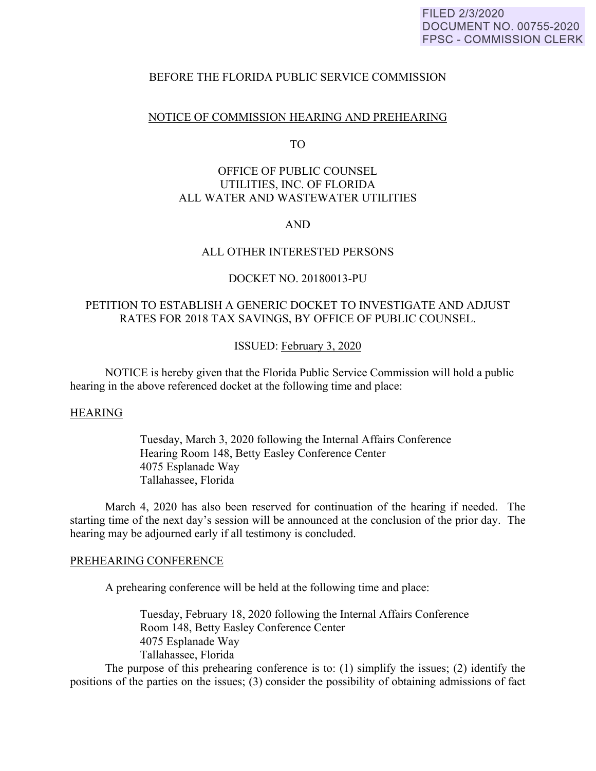FILED 2/3/2020
DOCUMENT NO. 00755-2020
FPSC - COMMISSION CLERK

BEFORE THE FLORIDA PUBLIC SERVICE COMMISSION

NOTICE OF COMMISSION HEARING AND PREHEARING

TO

OFFICE OF PUBLIC COUNSEL
UTILITIES, INC. OF FLORIDA
ALL WATER AND WASTEWATER UTILITIES

AND

ALL OTHER INTERESTED PERSONS

DOCKET NO. 20180013-PU

PETITION TO ESTABLISH A GENERIC DOCKET TO INVESTIGATE AND ADJUST RATES FOR 2018 TAX SAVINGS, BY OFFICE OF PUBLIC COUNSEL.

ISSUED: February 3, 2020

NOTICE is hereby given that the Florida Public Service Commission will hold a public hearing in the above referenced docket at the following time and place:

HEARING

Tuesday, March 3, 2020 following the Internal Affairs Conference
Hearing Room 148, Betty Easley Conference Center
4075 Esplanade Way
Tallahassee, Florida

March 4, 2020 has also been reserved for continuation of the hearing if needed. The starting time of the next day's session will be announced at the conclusion of the prior day. The hearing may be adjourned early if all testimony is concluded.

PREHEARING CONFERENCE

A prehearing conference will be held at the following time and place:

Tuesday, February 18, 2020 following the Internal Affairs Conference
Room 148, Betty Easley Conference Center
4075 Esplanade Way
Tallahassee, Florida

The purpose of this prehearing conference is to: (1) simplify the issues; (2) identify the positions of the parties on the issues; (3) consider the possibility of obtaining admissions of fact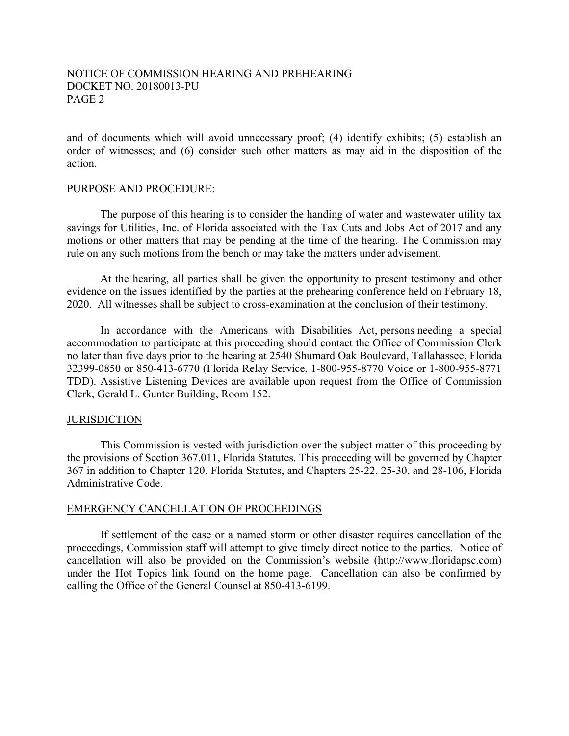and of documents which will avoid unnecessary proof; (4) identify exhibits; (5) establish an order of witnesses; and (6) consider such other matters as may aid in the disposition of the action.

PURPOSE AND PROCEDURE:

The purpose of this hearing is to consider the handing of water and wastewater utility tax savings for Utilities, Inc. of Florida associated with the Tax Cuts and Jobs Act of 2017 and any motions or other matters that may be pending at the time of the hearing. The Commission may rule on any such motions from the bench or may take the matters under advisement.

At the hearing, all parties shall be given the opportunity to present testimony and other evidence on the issues identified by the parties at the prehearing conference held on February 18, 2020. All witnesses shall be subject to cross-examination at the conclusion of their testimony.

In accordance with the Americans with Disabilities Act, persons needing a special accommodation to participate at this proceeding should contact the Office of Commission Clerk no later than five days prior to the hearing at 2540 Shumard Oak Boulevard, Tallahassee, Florida 32399-0850 or 850-413-6770 (Florida Relay Service, 1-800-955-8770 Voice or 1-800-955-8771 TDD). Assistive Listening Devices are available upon request from the Office of Commission Clerk, Gerald L. Gunter Building, Room 152.

JURISDICTION

This Commission is vested with jurisdiction over the subject matter of this proceeding by the provisions of Section 367.011, Florida Statutes. This proceeding will be governed by Chapter 367 in addition to Chapter 120, Florida Statutes, and Chapters 25-22, 25-30, and 28-106, Florida Administrative Code.

EMERGENCY CANCELLATION OF PROCEEDINGS

If settlement of the case or a named storm or other disaster requires cancellation of the proceedings, Commission staff will attempt to give timely direct notice to the parties. Notice of cancellation will also be provided on the Commission's website (http://www.floridapsc.com) under the Hot Topics link found on the home page. Cancellation can also be confirmed by calling the Office of the General Counsel at 850-413-6199.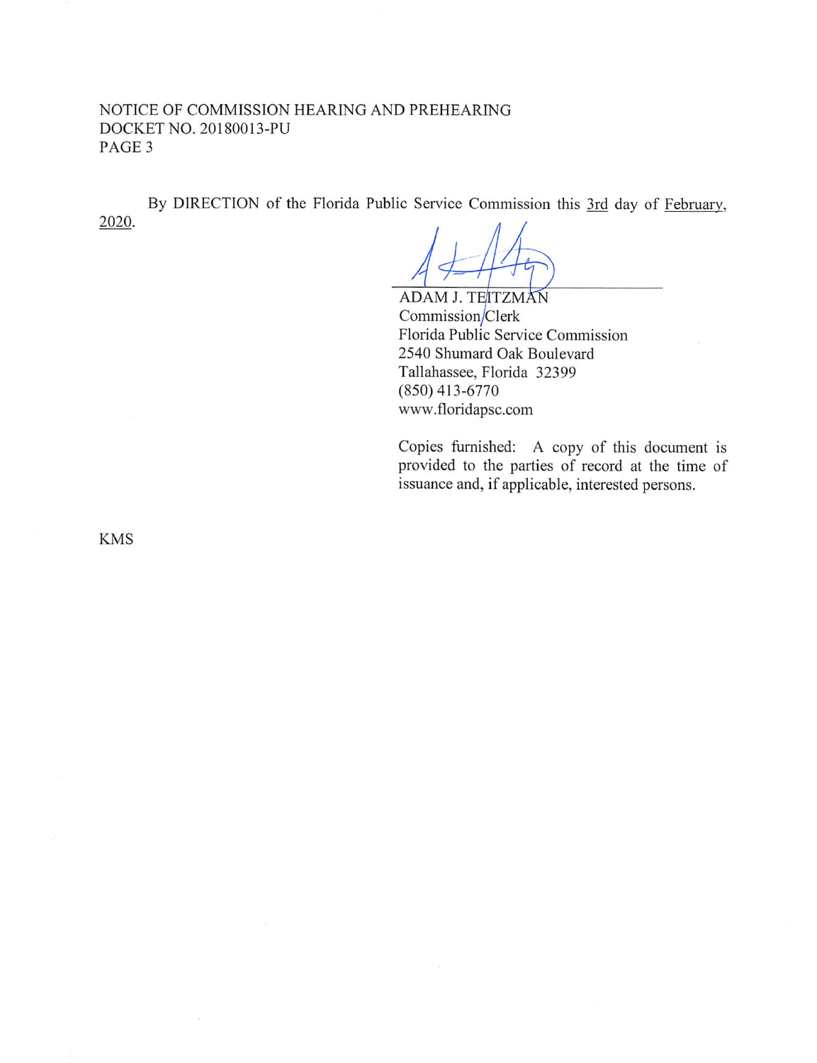By DIRECTION of the Florida Public Service Commission this 3rd day of February, 2020.

ADAM J. TEITZMAN
Commission Clerk
Florida Public Service Commission
2540 Shumard Oak Boulevard
Tallahassee, Florida 32399
(850) 413-6770
www.floridapsc.com

Copies furnished: A copy of this document is provided to the parties of record at the time of issuance and, if applicable, interested persons.

KMS